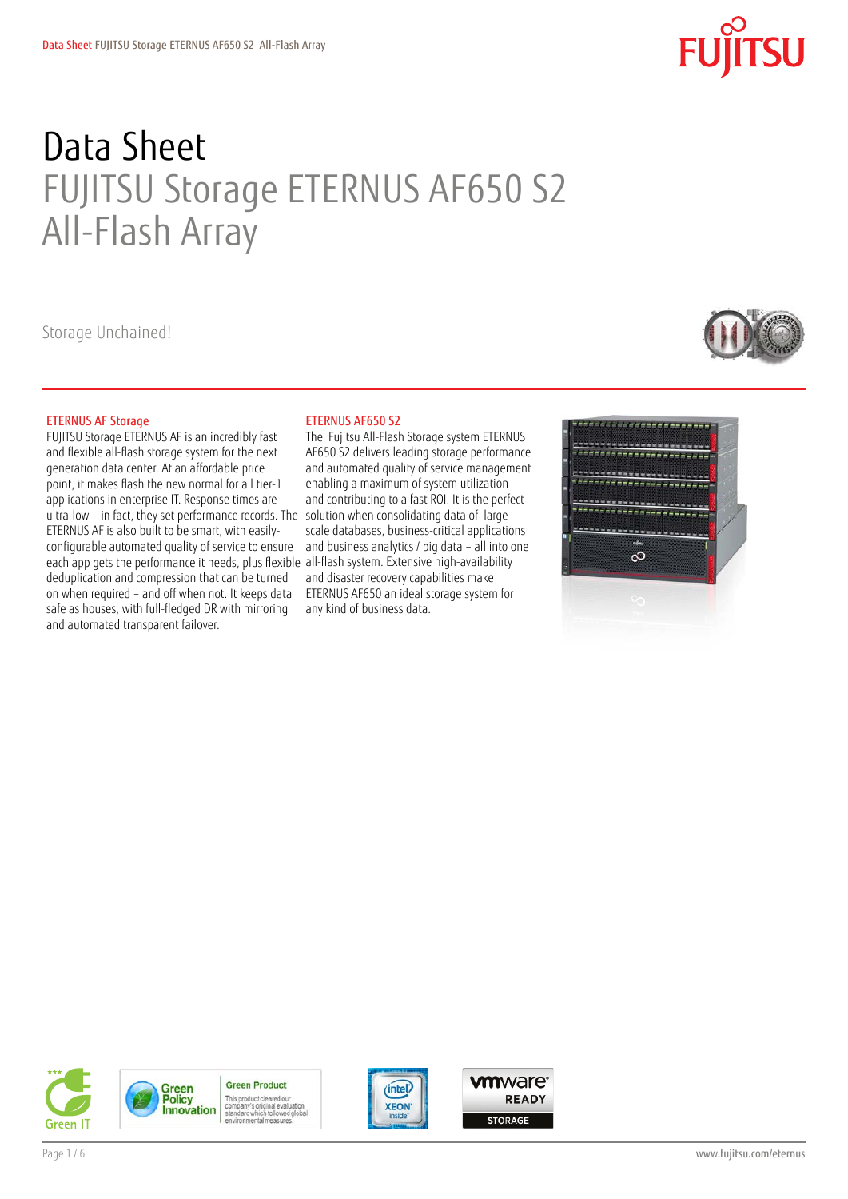# Data Sheet
## FUJITSU Storage ETERNUS AF650 S2 All-Flash Array

Storage Unchained!

### ETERNUS AF Storage

FUJITSU Storage ETERNUS AF is an incredibly fast and flexible all-flash storage system for the next generation data center. At an affordable price point, it makes flash the new normal for all tier-1 applications in enterprise IT. Response times are ultra-low – in fact, they set performance records. The ETERNUS AF is also built to be smart, with easily-configurable automated quality of service to ensure each app gets the performance it needs, plus flexible deduplication and compression that can be turned on when required – and off when not. It keeps data safe as houses, with full-fledged DR with mirroring and automated transparent failover.

### ETERNUS AF650 S2

The Fujitsu All-Flash Storage system ETERNUS AF650 S2 delivers leading storage performance and automated quality of service management enabling a maximum of system utilization and contributing to a fast ROI. It is the perfect solution when consolidating data of large-scale databases, business-critical applications and business analytics / big data – all into one all-flash system. Extensive high-availability and disaster recovery capabilities make ETERNUS AF650 an ideal storage system for any kind of business data.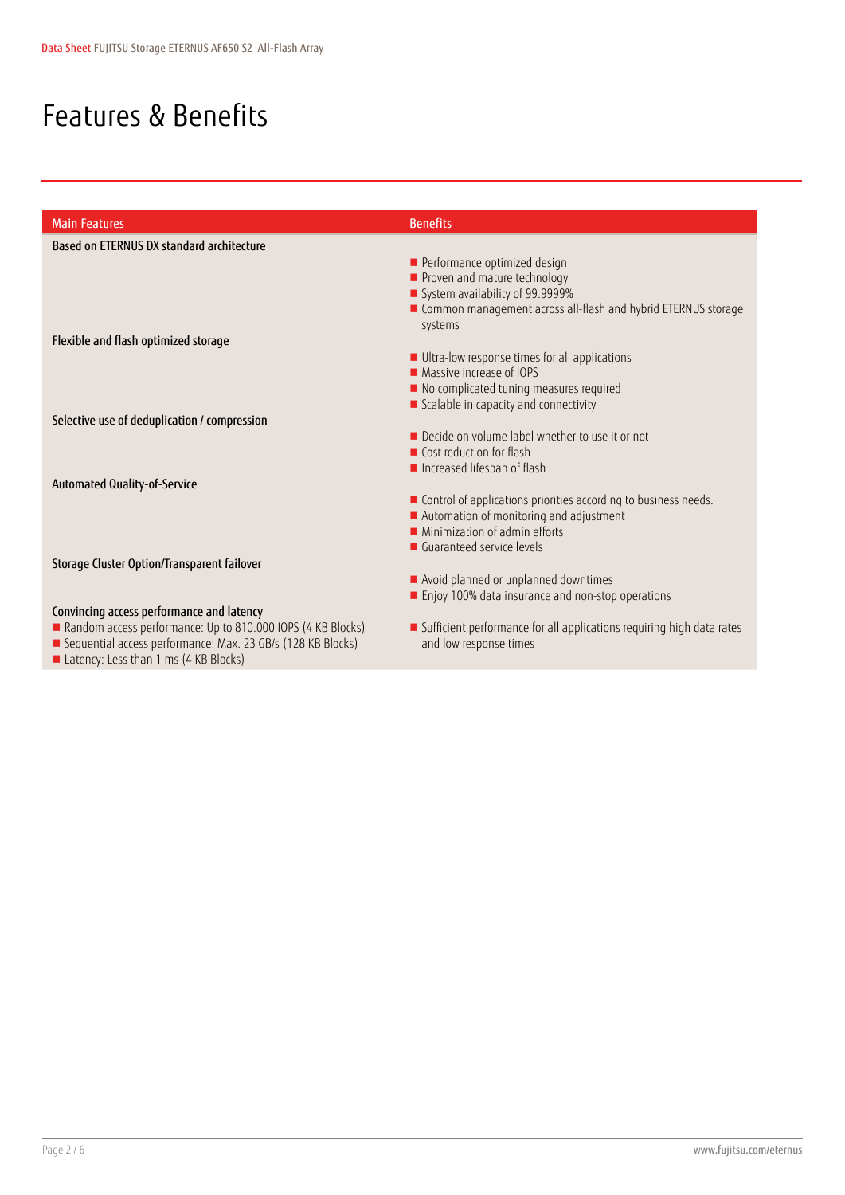# Features & Benefits

| Main Features | Benefits |
| --- | --- |
| Based on ETERNUS DX standard architecture | ■ Performance optimized design<br>■ Proven and mature technology<br>■ System availability of 99.9999%<br>■ Common management across all-flash and hybrid ETERNUS storage systems |
| Flexible and flash optimized storage | ■ Ultra-low response times for all applications<br>■ Massive increase of IOPS<br>■ No complicated tuning measures required<br>■ Scalable in capacity and connectivity |
| Selective use of deduplication / compression | ■ Decide on volume label whether to use it or not<br>■ Cost reduction for flash<br>■ Increased lifespan of flash |
| Automated Quality-of-Service | ■ Control of applications priorities according to business needs.<br>■ Automation of monitoring and adjustment<br>■ Minimization of admin efforts<br>■ Guaranteed service levels |
| Storage Cluster Option/Transparent failover | ■ Avoid planned or unplanned downtimes<br>■ Enjoy 100% data insurance and non-stop operations |
| Convincing access performance and latency<br>■ Random access performance: Up to 810.000 IOPS (4 KB Blocks)<br>■ Sequential access performance: Max. 23 GB/s (128 KB Blocks)<br>■ Latency: Less than 1 ms (4 KB Blocks) | ■ Sufficient performance for all applications requiring high data rates and low response times |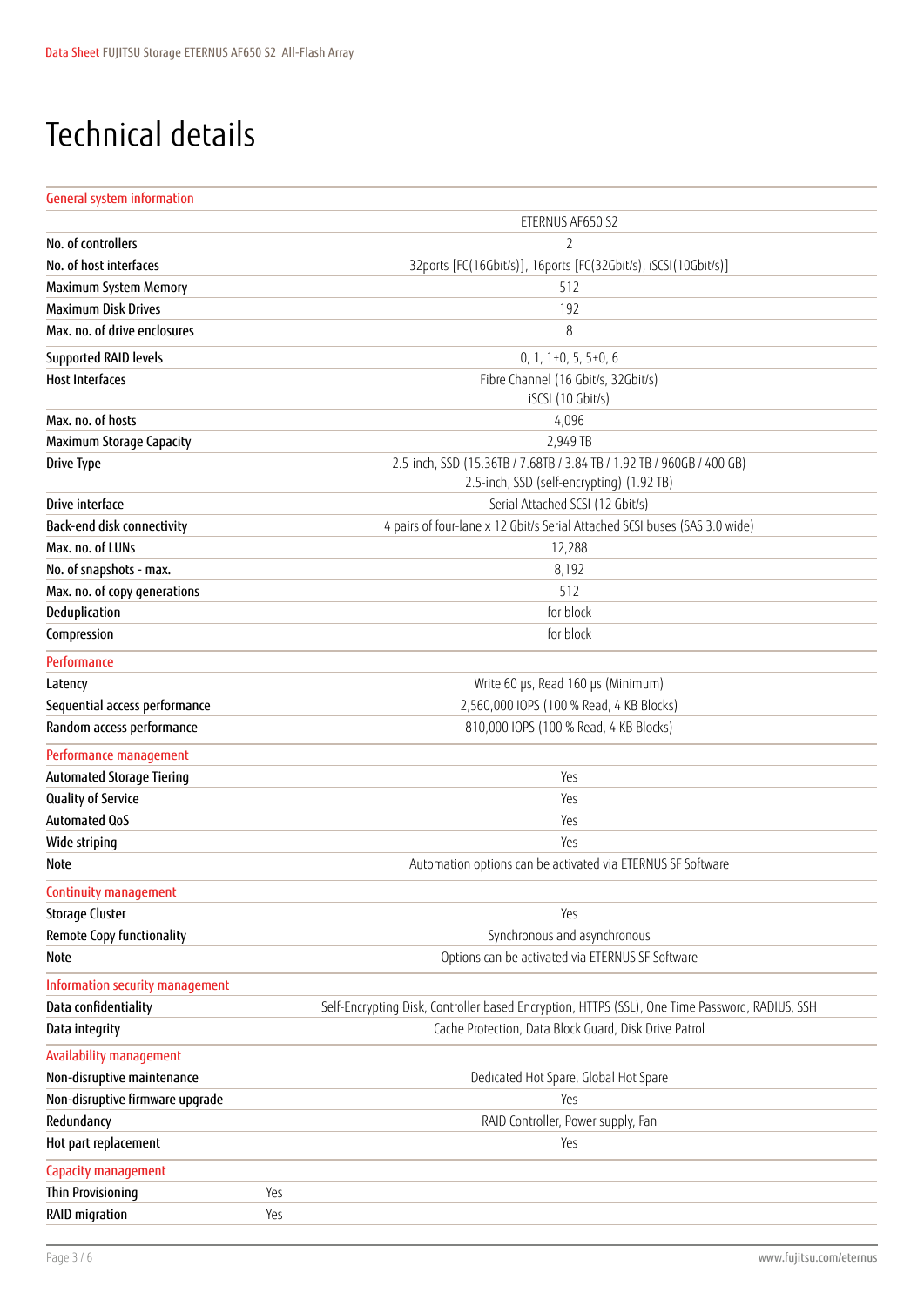# Technical details

| General system information | |
|---|---|
| | ETERNUS AF650 S2 |
| No. of controllers | 2 |
| No. of host interfaces | 32ports [FC(16Gbit/s)], 16ports [FC(32Gbit/s), iSCSI(10Gbit/s)] |
| Maximum System Memory | 512 |
| Maximum Disk Drives | 192 |
| Max. no. of drive enclosures | 8 |
| Supported RAID levels | 0, 1, 1+0, 5, 5+0, 6 |
| Host Interfaces | Fibre Channel (16 Gbit/s, 32Gbit/s)<br>iSCSI (10 Gbit/s) |
| Max. no. of hosts | 4,096 |
| Maximum Storage Capacity | 2,949 TB |
| Drive Type | 2.5-inch, SSD (15.36TB / 7.68TB / 3.84 TB / 1.92 TB / 960GB / 400 GB)<br>2.5-inch, SSD (self-encrypting) (1.92 TB) |
| Drive interface | Serial Attached SCSI (12 Gbit/s) |
| Back-end disk connectivity | 4 pairs of four-lane x 12 Gbit/s Serial Attached SCSI buses (SAS 3.0 wide) |
| Max. no. of LUNs | 12,288 |
| No. of snapshots - max. | 8,192 |
| Max. no. of copy generations | 512 |
| Deduplication | for block |
| Compression | for block |
| **Performance** | |
| Latency | Write 60 µs, Read 160 µs (Minimum) |
| Sequential access performance | 2,560,000 IOPS (100 % Read, 4 KB Blocks) |
| Random access performance | 810,000 IOPS (100 % Read, 4 KB Blocks) |
| **Performance management** | |
| Automated Storage Tiering | Yes |
| Quality of Service | Yes |
| Automated QoS | Yes |
| Wide striping | Yes |
| Note | Automation options can be activated via ETERNUS SF Software |
| **Continuity management** | |
| Storage Cluster | Yes |
| Remote Copy functionality | Synchronous and asynchronous |
| Note | Options can be activated via ETERNUS SF Software |
| **Information security management** | |
| Data confidentiality | Self-Encrypting Disk, Controller based Encryption, HTTPS (SSL), One Time Password, RADIUS, SSH |
| Data integrity | Cache Protection, Data Block Guard, Disk Drive Patrol |
| **Availability management** | |
| Non-disruptive maintenance | Dedicated Hot Spare, Global Hot Spare |
| Non-disruptive firmware upgrade | Yes |
| Redundancy | RAID Controller, Power supply, Fan |
| Hot part replacement | Yes |
| **Capacity management** | |
| Thin Provisioning | Yes |
| RAID migration | Yes |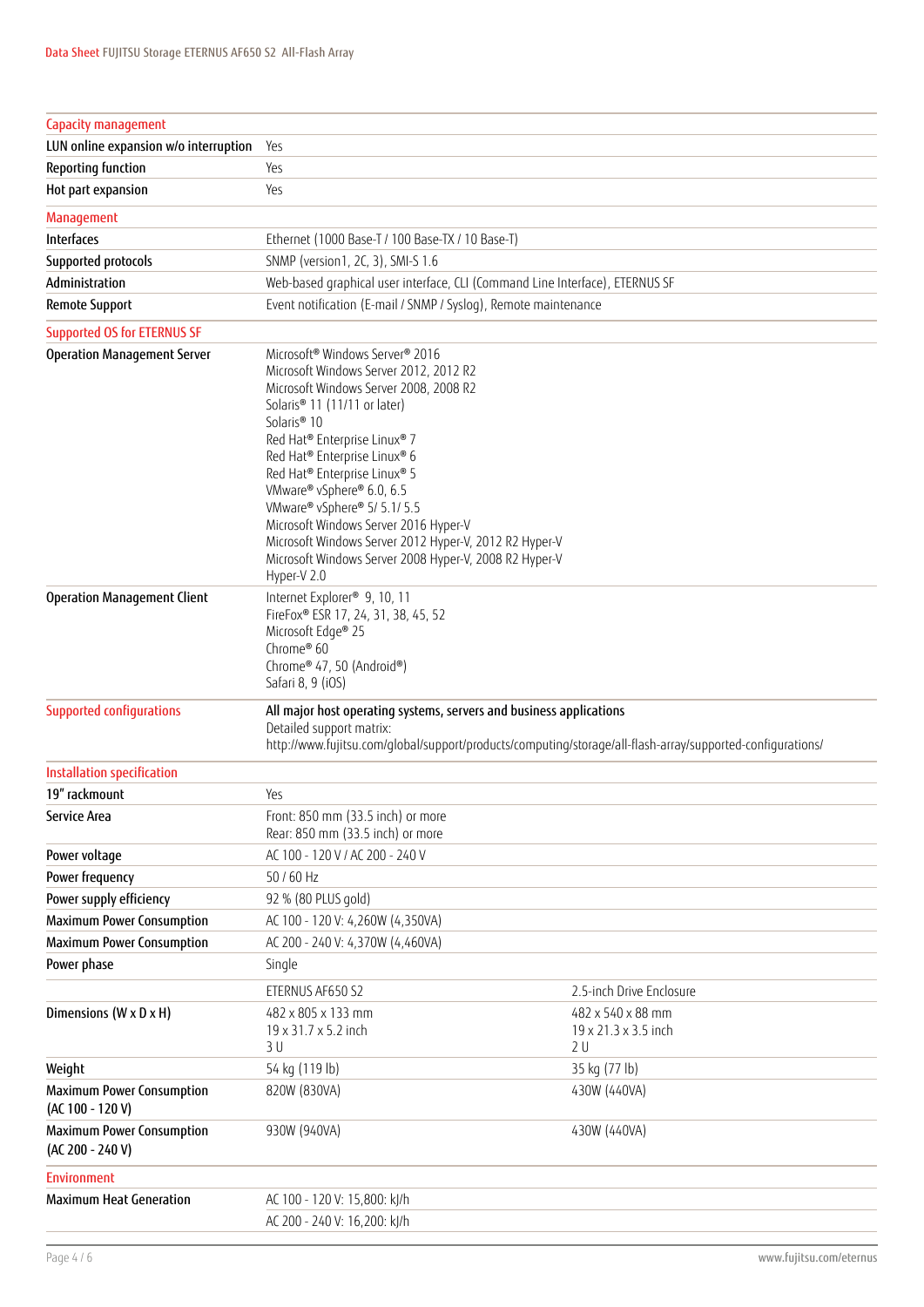| Capacity management | |
|---|---|
| LUN online expansion w/o interruption | Yes |
| Reporting function | Yes |
| Hot part expansion | Yes |

| Management | |
|---|---|
| Interfaces | Ethernet (1000 Base-T / 100 Base-TX / 10 Base-T) |
| Supported protocols | SNMP (version1, 2C, 3), SMI-S 1.6 |
| Administration | Web-based graphical user interface, CLI (Command Line Interface), ETERNUS SF |
| Remote Support | Event notification (E-mail / SNMP / Syslog), Remote maintenance |

| Supported OS for ETERNUS SF | |
|---|---|
| Operation Management Server | Microsoft® Windows Server® 2016<br>Microsoft Windows Server 2012, 2012 R2<br>Microsoft Windows Server 2008, 2008 R2<br>Solaris® 11 (11/11 or later)<br>Solaris® 10<br>Red Hat® Enterprise Linux® 7<br>Red Hat® Enterprise Linux® 6<br>Red Hat® Enterprise Linux® 5<br>VMware® vSphere® 6.0, 6.5<br>VMware® vSphere® 5/ 5.1/ 5.5<br>Microsoft Windows Server 2016 Hyper-V<br>Microsoft Windows Server 2012 Hyper-V, 2012 R2 Hyper-V<br>Microsoft Windows Server 2008 Hyper-V, 2008 R2 Hyper-V<br>Hyper-V 2.0 |
| Operation Management Client | Internet Explorer® 9, 10, 11<br>FireFox® ESR 17, 24, 31, 38, 45, 52<br>Microsoft Edge® 25<br>Chrome® 60<br>Chrome® 47, 50 (Android®)<br>Safari 8, 9 (iOS) |

| Supported configurations | **All major host operating systems, servers and business applications**<br>Detailed support matrix:<br>http://www.fujitsu.com/global/support/products/computing/storage/all-flash-array/supported-configurations/ |
|---|---|

| Installation specification | | |
|---|---|---|
| 19" rackmount | Yes | |
| Service Area | Front: 850 mm (33.5 inch) or more<br>Rear: 850 mm (33.5 inch) or more | |
| Power voltage | AC 100 - 120 V / AC 200 - 240 V | |
| Power frequency | 50 / 60 Hz | |
| Power supply efficiency | 92 % (80 PLUS gold) | |
| Maximum Power Consumption | AC 100 - 120 V: 4,260W (4,350VA) | |
| Maximum Power Consumption | AC 200 - 240 V: 4,370W (4,460VA) | |
| Power phase | Single | |
| | ETERNUS AF650 S2 | 2.5-inch Drive Enclosure |
| Dimensions (W x D x H) | 482 x 805 x 133 mm<br>19 x 31.7 x 5.2 inch<br>3 U | 482 x 540 x 88 mm<br>19 x 21.3 x 3.5 inch<br>2 U |
| Weight | 54 kg (119 lb) | 35 kg (77 lb) |
| Maximum Power Consumption (AC 100 - 120 V) | 820W (830VA) | 430W (440VA) |
| Maximum Power Consumption (AC 200 - 240 V) | 930W (940VA) | 430W (440VA) |

| Environment | |
|---|---|
| Maximum Heat Generation | AC 100 - 120 V: 15,800: kJ/h |
| | AC 200 - 240 V: 16,200: kJ/h |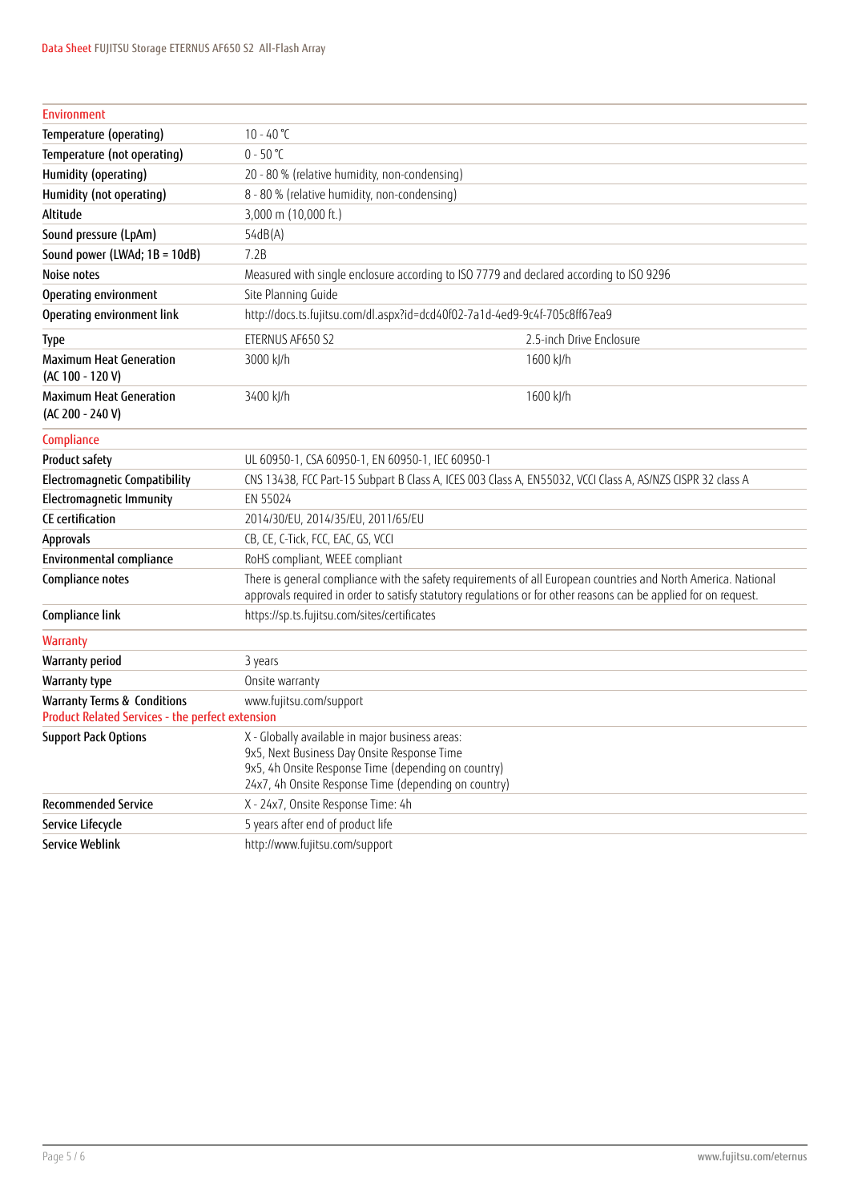| Environment | | |
|---|---|---|
| Temperature (operating) | 10 - 40 °C | |
| Temperature (not operating) | 0 - 50 °C | |
| Humidity (operating) | 20 - 80 % (relative humidity, non-condensing) | |
| Humidity (not operating) | 8 - 80 % (relative humidity, non-condensing) | |
| Altitude | 3,000 m (10,000 ft.) | |
| Sound pressure (LpAm) | 54dB(A) | |
| Sound power (LWAd; 1B = 10dB) | 7.2B | |
| Noise notes | Measured with single enclosure according to ISO 7779 and declared according to ISO 9296 | |
| Operating environment | Site Planning Guide | |
| Operating environment link | http://docs.ts.fujitsu.com/dl.aspx?id=dcd40f02-7a1d-4ed9-9c4f-705c8ff67ea9 | |
| Type | ETERNUS AF650 S2 | 2.5-inch Drive Enclosure |
| Maximum Heat Generation (AC 100 - 120 V) | 3000 kJ/h | 1600 kJ/h |
| Maximum Heat Generation (AC 200 - 240 V) | 3400 kJ/h | 1600 kJ/h |

| Compliance | |
|---|---|
| Product safety | UL 60950-1, CSA 60950-1, EN 60950-1, IEC 60950-1 |
| Electromagnetic Compatibility | CNS 13438, FCC Part-15 Subpart B Class A, ICES 003 Class A, EN55032, VCCI Class A, AS/NZS CISPR 32 class A |
| Electromagnetic Immunity | EN 55024 |
| CE certification | 2014/30/EU, 2014/35/EU, 2011/65/EU |
| Approvals | CB, CE, C-Tick, FCC, EAC, GS, VCCI |
| Environmental compliance | RoHS compliant, WEEE compliant |
| Compliance notes | There is general compliance with the safety requirements of all European countries and North America. National approvals required in order to satisfy statutory regulations or for other reasons can be applied for on request. |
| Compliance link | https://sp.ts.fujitsu.com/sites/certificates |

| Warranty | |
|---|---|
| Warranty period | 3 years |
| Warranty type | Onsite warranty |
| Warranty Terms & Conditions | www.fujitsu.com/support |

| Product Related Services - the perfect extension | |
|---|---|
| Support Pack Options | X - Globally available in major business areas:<br>9x5, Next Business Day Onsite Response Time<br>9x5, 4h Onsite Response Time (depending on country)<br>24x7, 4h Onsite Response Time (depending on country) |
| Recommended Service | X - 24x7, Onsite Response Time: 4h |
| Service Lifecycle | 5 years after end of product life |
| Service Weblink | http://www.fujitsu.com/support |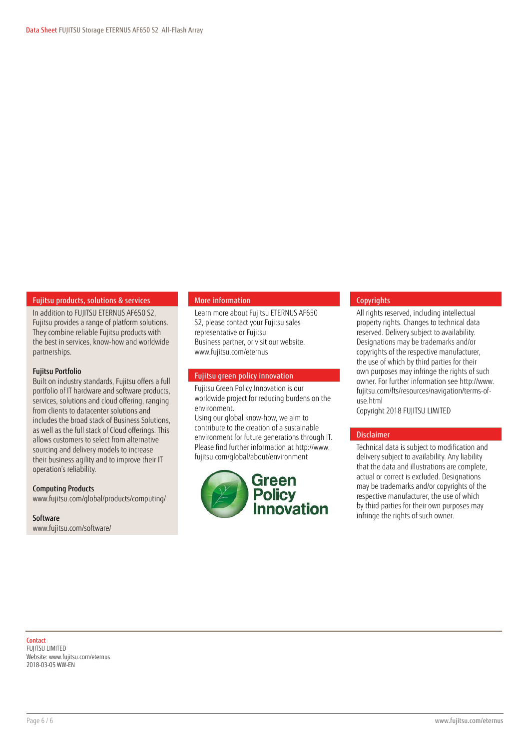## Fujitsu products, solutions & services

In addition to FUJITSU ETERNUS AF650 S2, Fujitsu provides a range of platform solutions. They combine reliable Fujitsu products with the best in services, know-how and worldwide partnerships.

### Fujitsu Portfolio

Built on industry standards, Fujitsu offers a full portfolio of IT hardware and software products, services, solutions and cloud offering, ranging from clients to datacenter solutions and includes the broad stack of Business Solutions, as well as the full stack of Cloud offerings. This allows customers to select from alternative sourcing and delivery models to increase their business agility and to improve their IT operation's reliability.

### Computing Products

www.fujitsu.com/global/products/computing/

### Software

www.fujitsu.com/software/

## More information

Learn more about Fujitsu ETERNUS AF650 S2, please contact your Fujitsu sales representative or Fujitsu Business partner, or visit our website.
www.fujitsu.com/eternus

## Fujitsu green policy innovation

Fujitsu Green Policy Innovation is our worldwide project for reducing burdens on the environment.
Using our global know-how, we aim to contribute to the creation of a sustainable environment for future generations through IT.
Please find further information at http://www.fujitsu.com/global/about/environment

Green Policy Innovation

## Copyrights

All rights reserved, including intellectual property rights. Changes to technical data reserved. Delivery subject to availability. Designations may be trademarks and/or copyrights of the respective manufacturer, the use of which by third parties for their own purposes may infringe the rights of such owner. For further information see http://www.fujitsu.com/fts/resources/navigation/terms-of-use.html
Copyright 2018 FUJITSU LIMITED

## Disclaimer

Technical data is subject to modification and delivery subject to availability. Any liability that the data and illustrations are complete, actual or correct is excluded. Designations may be trademarks and/or copyrights of the respective manufacturer, the use of which by third parties for their own purposes may infringe the rights of such owner.

**Contact**
FUJITSU LIMITED
Website: www.fujitsu.com/eternus
2018-03-05 WW-EN